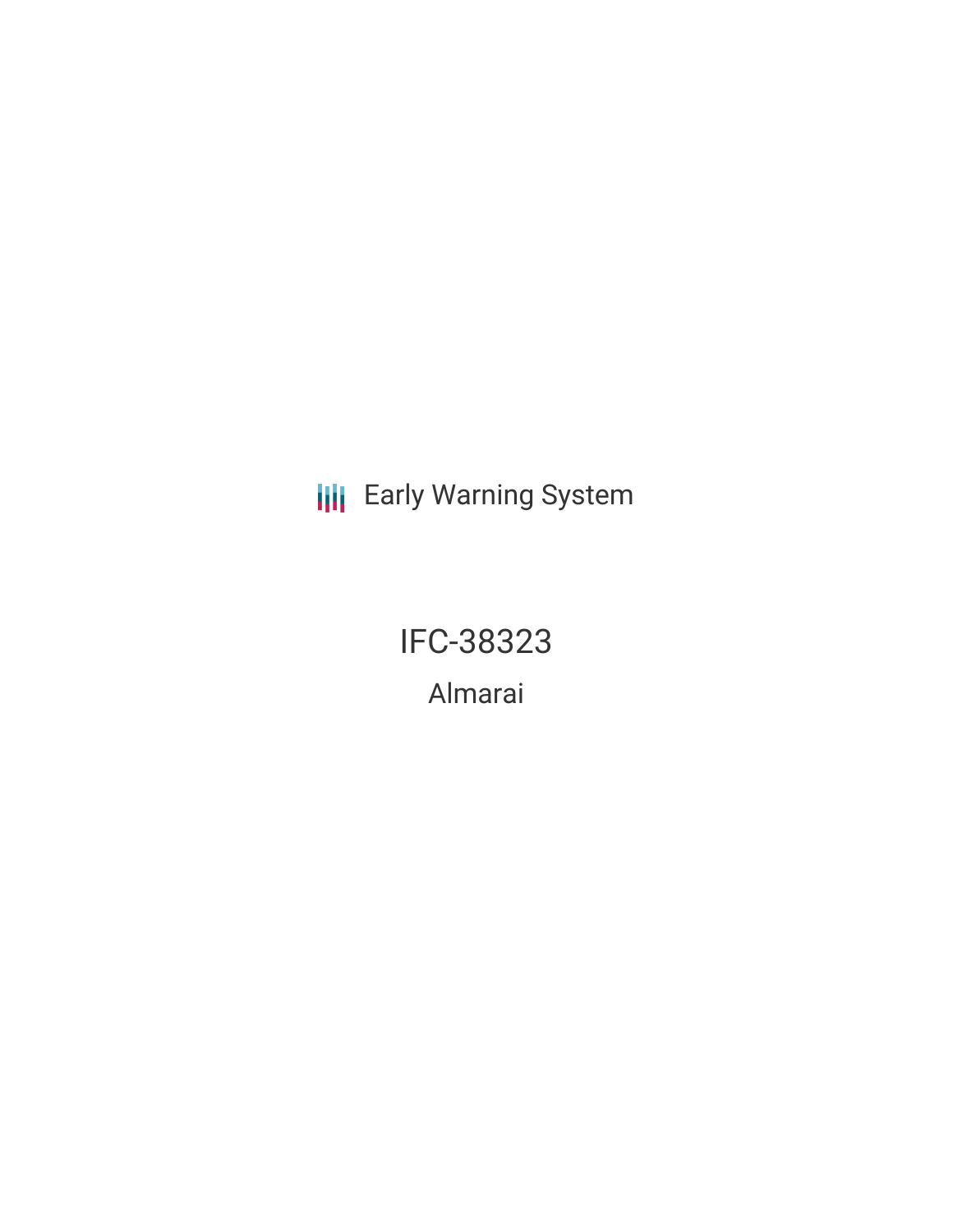Early Warning System

# IFC-38323

## Almarai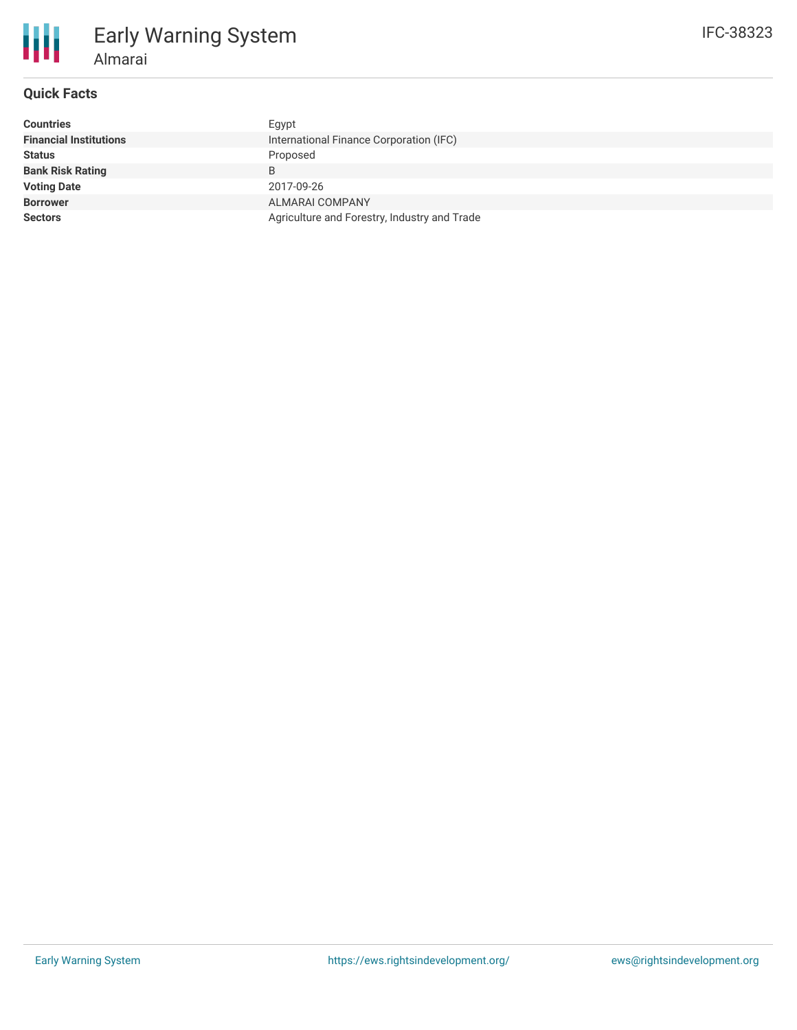# Early Warning System

## Almarai

IFC-38323

### Quick Facts

| | |
|---|---|
| **Countries** | Egypt |
| **Financial Institutions** | International Finance Corporation (IFC) |
| **Status** | Proposed |
| **Bank Risk Rating** | B |
| **Voting Date** | 2017-09-26 |
| **Borrower** | ALMARAI COMPANY |
| **Sectors** | Agriculture and Forestry, Industry and Trade |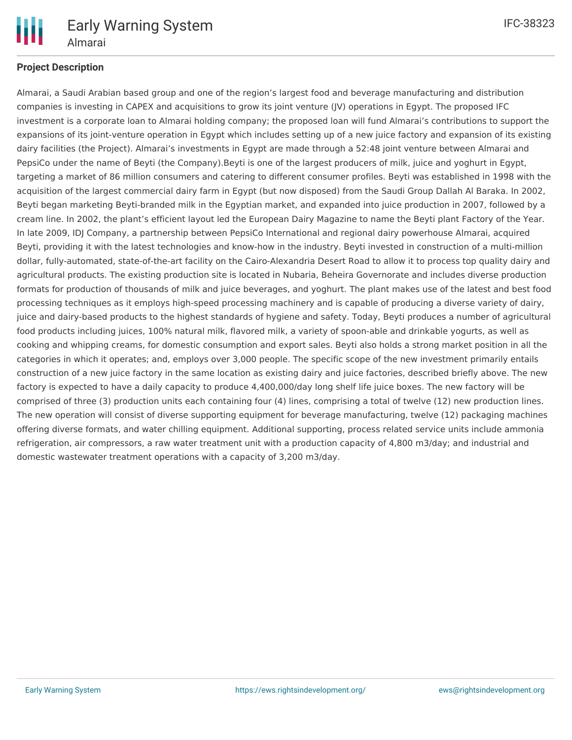**Project Description**

Almarai, a Saudi Arabian based group and one of the region's largest food and beverage manufacturing and distribution companies is investing in CAPEX and acquisitions to grow its joint venture (JV) operations in Egypt. The proposed IFC investment is a corporate loan to Almarai holding company; the proposed loan will fund Almarai's contributions to support the expansions of its joint-venture operation in Egypt which includes setting up of a new juice factory and expansion of its existing dairy facilities (the Project). Almarai's investments in Egypt are made through a 52:48 joint venture between Almarai and PepsiCo under the name of Beyti (the Company).Beyti is one of the largest producers of milk, juice and yoghurt in Egypt, targeting a market of 86 million consumers and catering to different consumer profiles. Beyti was established in 1998 with the acquisition of the largest commercial dairy farm in Egypt (but now disposed) from the Saudi Group Dallah Al Baraka. In 2002, Beyti began marketing Beyti-branded milk in the Egyptian market, and expanded into juice production in 2007, followed by a cream line. In 2002, the plant's efficient layout led the European Dairy Magazine to name the Beyti plant Factory of the Year. In late 2009, IDJ Company, a partnership between PepsiCo International and regional dairy powerhouse Almarai, acquired Beyti, providing it with the latest technologies and know-how in the industry. Beyti invested in construction of a multi-million dollar, fully-automated, state-of-the-art facility on the Cairo-Alexandria Desert Road to allow it to process top quality dairy and agricultural products. The existing production site is located in Nubaria, Beheira Governorate and includes diverse production formats for production of thousands of milk and juice beverages, and yoghurt. The plant makes use of the latest and best food processing techniques as it employs high-speed processing machinery and is capable of producing a diverse variety of dairy, juice and dairy-based products to the highest standards of hygiene and safety. Today, Beyti produces a number of agricultural food products including juices, 100% natural milk, flavored milk, a variety of spoon-able and drinkable yogurts, as well as cooking and whipping creams, for domestic consumption and export sales. Beyti also holds a strong market position in all the categories in which it operates; and, employs over 3,000 people. The specific scope of the new investment primarily entails construction of a new juice factory in the same location as existing dairy and juice factories, described briefly above. The new factory is expected to have a daily capacity to produce 4,400,000/day long shelf life juice boxes. The new factory will be comprised of three (3) production units each containing four (4) lines, comprising a total of twelve (12) new production lines. The new operation will consist of diverse supporting equipment for beverage manufacturing, twelve (12) packaging machines offering diverse formats, and water chilling equipment. Additional supporting, process related service units include ammonia refrigeration, air compressors, a raw water treatment unit with a production capacity of 4,800 m3/day; and industrial and domestic wastewater treatment operations with a capacity of 3,200 m3/day.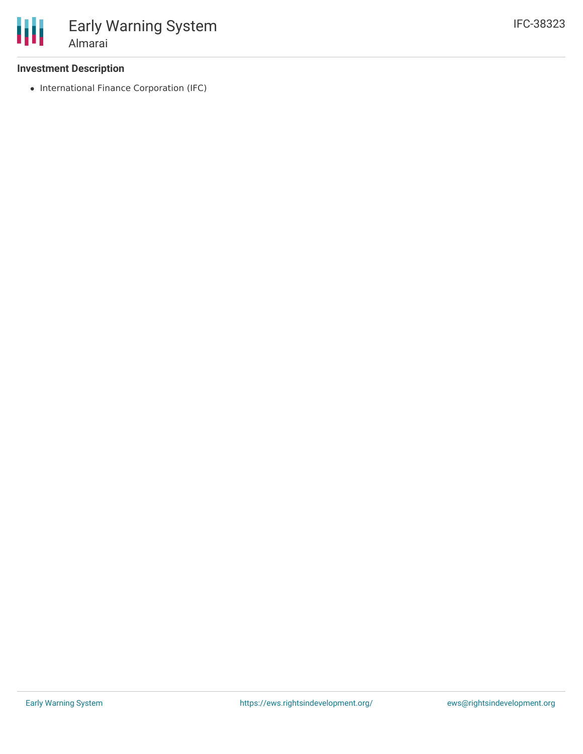### Investment Description

- International Finance Corporation (IFC)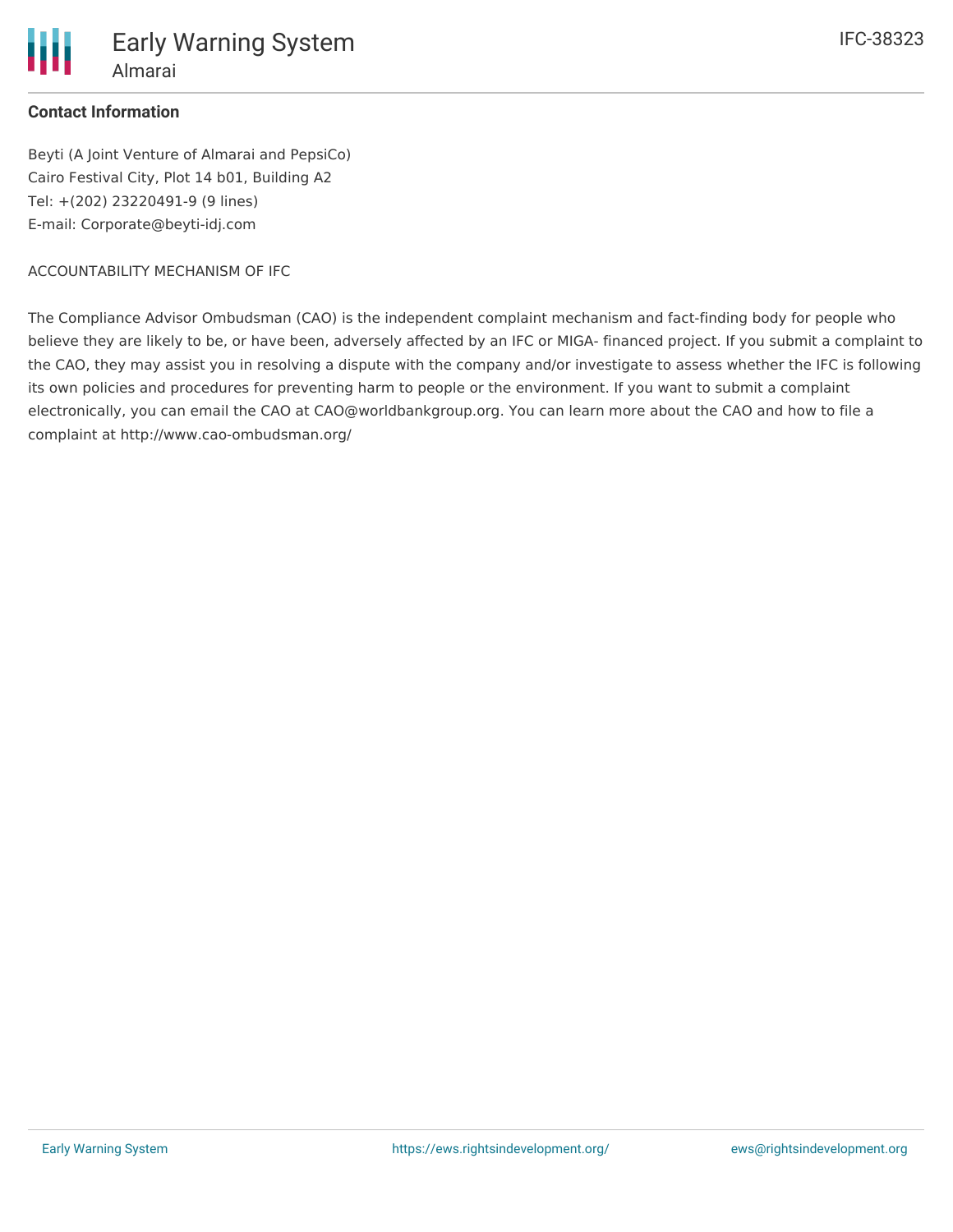**Contact Information**

Beyti (A Joint Venture of Almarai and PepsiCo)
Cairo Festival City, Plot 14 b01, Building A2
Tel: +(202) 23220491-9 (9 lines)
E-mail: Corporate@beyti-idj.com

ACCOUNTABILITY MECHANISM OF IFC

The Compliance Advisor Ombudsman (CAO) is the independent complaint mechanism and fact-finding body for people who believe they are likely to be, or have been, adversely affected by an IFC or MIGA- financed project. If you submit a complaint to the CAO, they may assist you in resolving a dispute with the company and/or investigate to assess whether the IFC is following its own policies and procedures for preventing harm to people or the environment. If you want to submit a complaint electronically, you can email the CAO at CAO@worldbankgroup.org. You can learn more about the CAO and how to file a complaint at http://www.cao-ombudsman.org/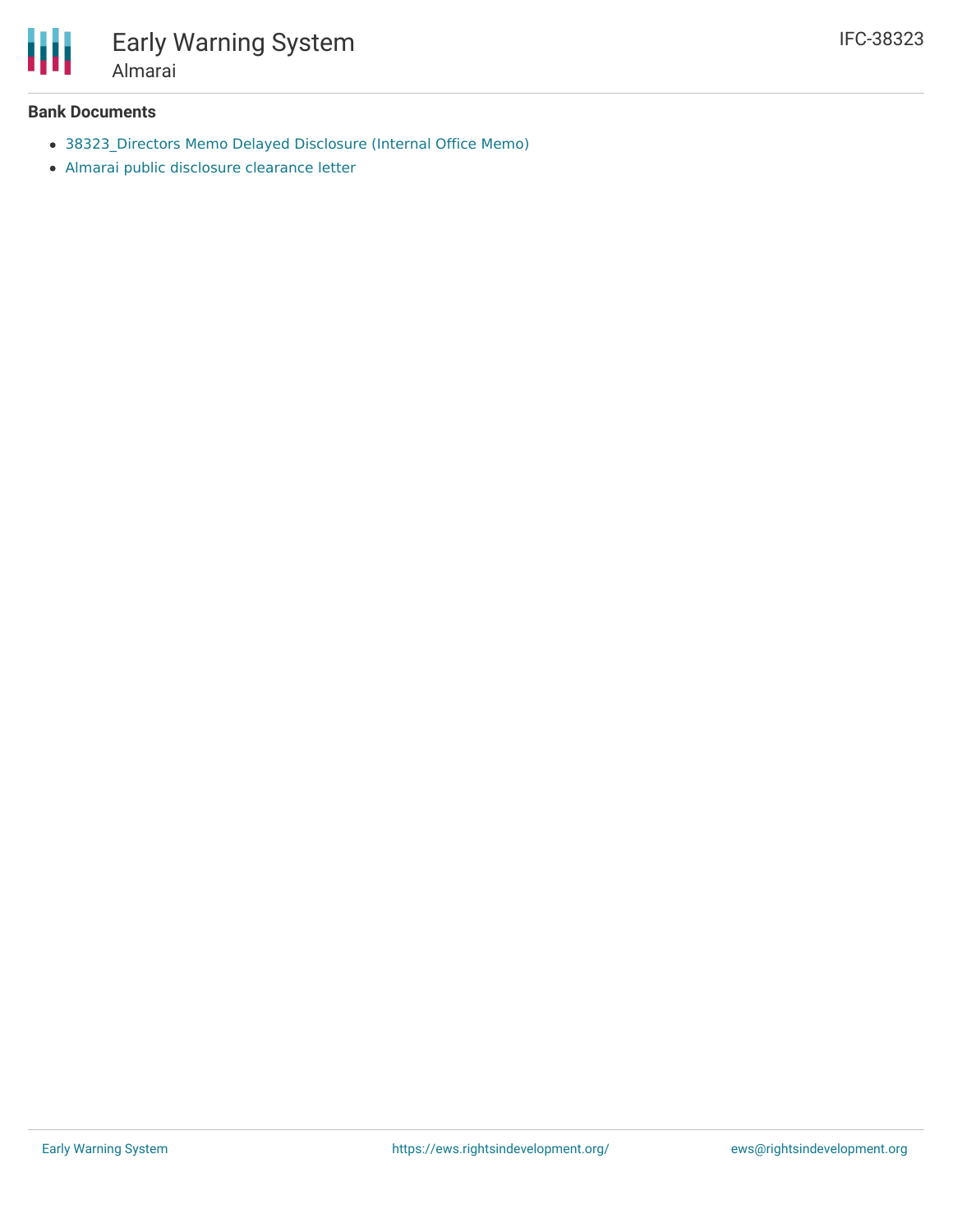**Bank Documents**

- 38323_Directors Memo Delayed Disclosure (Internal Office Memo)
- Almarai public disclosure clearance letter